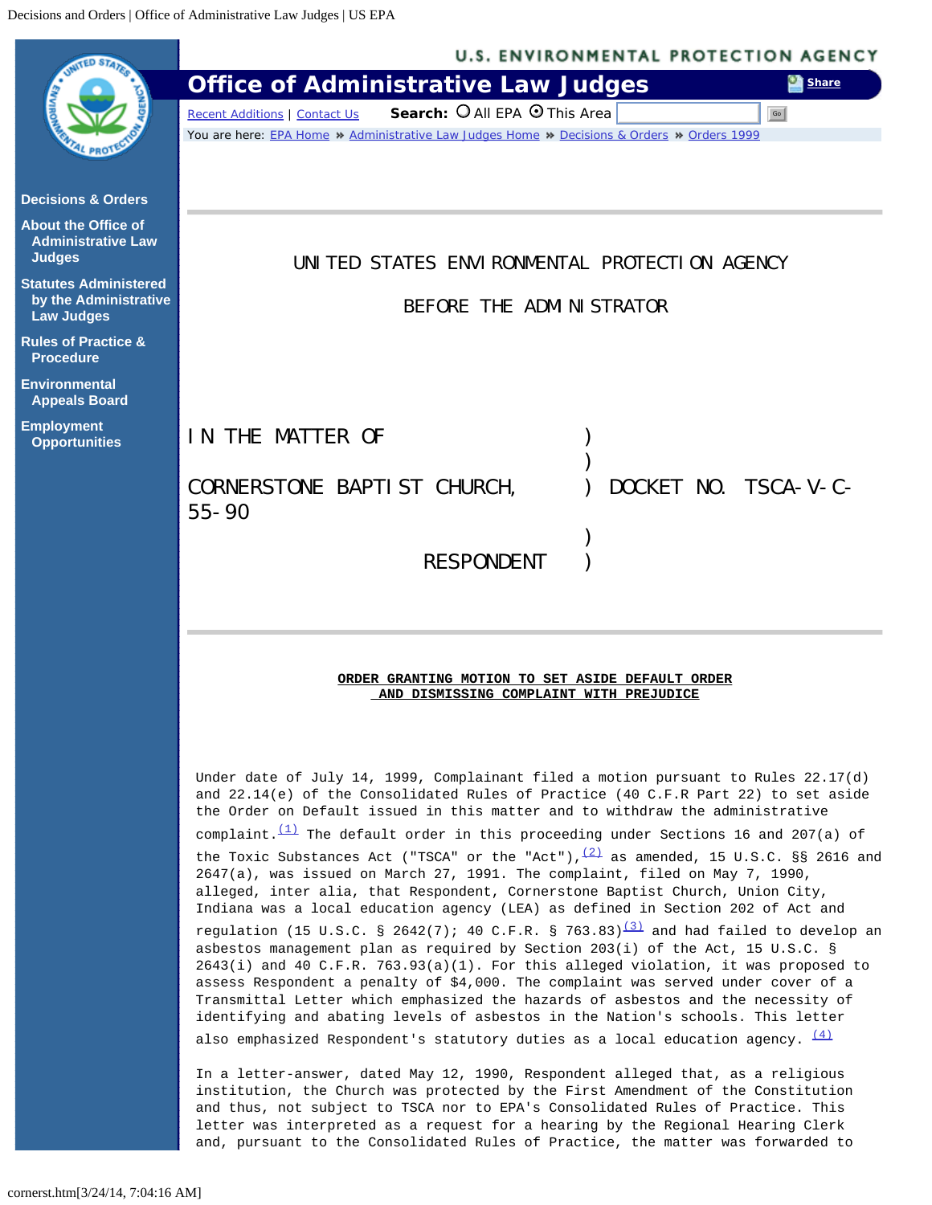UNITED STATES ENVIRONMENTAL PROTECTION AGENCY

BEFORE THE ADMINISTRATOR

IN THE MATTER OF )
)
CORNERSTONE BAPTIST CHURCH, ) DOCKET NO. TSCA-V-C-55-90
)
RESPONDENT )

**ORDER GRANTING MOTION TO SET ASIDE DEFAULT ORDER AND DISMISSING COMPLAINT WITH PREJUDICE**

Under date of July 14, 1999, Complainant filed a motion pursuant to Rules 22.17(d) and 22.14(e) of the Consolidated Rules of Practice (40 C.F.R Part 22) to set aside the Order on Default issued in this matter and to withdraw the administrative complaint.[(1)] The default order in this proceeding under Sections 16 and 207(a) of the Toxic Substances Act ("TSCA" or the "Act"),[(2)] as amended, 15 U.S.C. §§ 2616 and 2647(a), was issued on March 27, 1991. The complaint, filed on May 7, 1990, alleged, inter alia, that Respondent, Cornerstone Baptist Church, Union City, Indiana was a local education agency (LEA) as defined in Section 202 of Act and regulation (15 U.S.C. § 2642(7); 40 C.F.R. § 763.83)[(3)] and had failed to develop an asbestos management plan as required by Section 203(i) of the Act, 15 U.S.C. § 2643(i) and 40 C.F.R. 763.93(a)(1). For this alleged violation, it was proposed to assess Respondent a penalty of $4,000. The complaint was served under cover of a Transmittal Letter which emphasized the hazards of asbestos and the necessity of identifying and abating levels of asbestos in the Nation's schools. This letter also emphasized Respondent's statutory duties as a local education agency. [(4)]

In a letter-answer, dated May 12, 1990, Respondent alleged that, as a religious institution, the Church was protected by the First Amendment of the Constitution and thus, not subject to TSCA nor to EPA's Consolidated Rules of Practice. This letter was interpreted as a request for a hearing by the Regional Hearing Clerk and, pursuant to the Consolidated Rules of Practice, the matter was forwarded to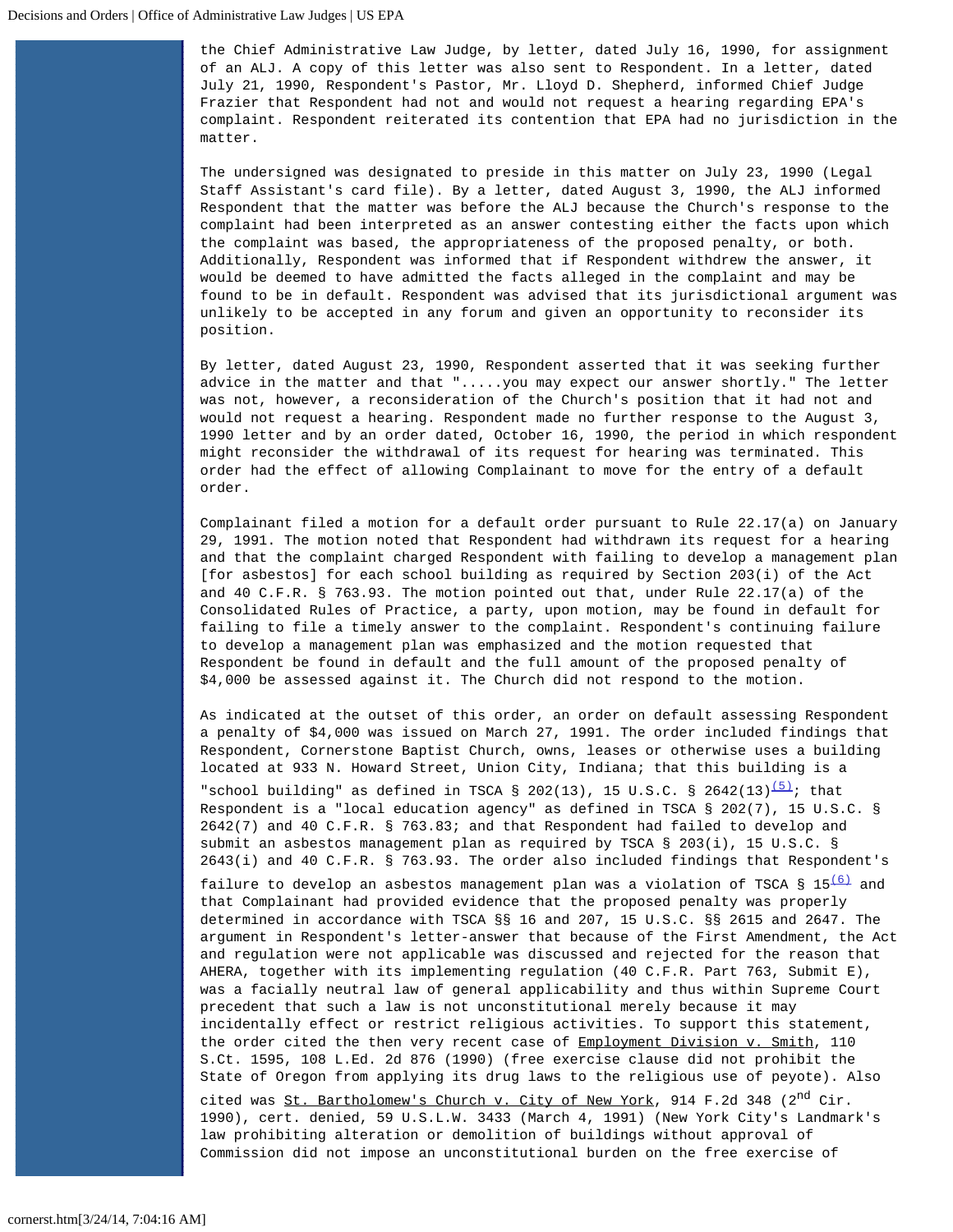the Chief Administrative Law Judge, by letter, dated July 16, 1990, for assignment of an ALJ. A copy of this letter was also sent to Respondent. In a letter, dated July 21, 1990, Respondent's Pastor, Mr. Lloyd D. Shepherd, informed Chief Judge Frazier that Respondent had not and would not request a hearing regarding EPA's complaint. Respondent reiterated its contention that EPA had no jurisdiction in the matter.

The undersigned was designated to preside in this matter on July 23, 1990 (Legal Staff Assistant's card file). By a letter, dated August 3, 1990, the ALJ informed Respondent that the matter was before the ALJ because the Church's response to the complaint had been interpreted as an answer contesting either the facts upon which the complaint was based, the appropriateness of the proposed penalty, or both. Additionally, Respondent was informed that if Respondent withdrew the answer, it would be deemed to have admitted the facts alleged in the complaint and may be found to be in default. Respondent was advised that its jurisdictional argument was unlikely to be accepted in any forum and given an opportunity to reconsider its position.

By letter, dated August 23, 1990, Respondent asserted that it was seeking further advice in the matter and that ".....you may expect our answer shortly." The letter was not, however, a reconsideration of the Church's position that it had not and would not request a hearing. Respondent made no further response to the August 3, 1990 letter and by an order dated, October 16, 1990, the period in which respondent might reconsider the withdrawal of its request for hearing was terminated. This order had the effect of allowing Complainant to move for the entry of a default order.

Complainant filed a motion for a default order pursuant to Rule 22.17(a) on January 29, 1991. The motion noted that Respondent had withdrawn its request for a hearing and that the complaint charged Respondent with failing to develop a management plan [for asbestos] for each school building as required by Section 203(i) of the Act and 40 C.F.R. § 763.93. The motion pointed out that, under Rule 22.17(a) of the Consolidated Rules of Practice, a party, upon motion, may be found in default for failing to file a timely answer to the complaint. Respondent's continuing failure to develop a management plan was emphasized and the motion requested that Respondent be found in default and the full amount of the proposed penalty of $4,000 be assessed against it. The Church did not respond to the motion.

As indicated at the outset of this order, an order on default assessing Respondent a penalty of $4,000 was issued on March 27, 1991. The order included findings that Respondent, Cornerstone Baptist Church, owns, leases or otherwise uses a building located at 933 N. Howard Street, Union City, Indiana; that this building is a "school building" as defined in TSCA § 202(13), 15 U.S.C. § 2642(13)[(5)]; that Respondent is a "local education agency" as defined in TSCA § 202(7), 15 U.S.C. § 2642(7) and 40 C.F.R. § 763.83; and that Respondent had failed to develop and submit an asbestos management plan as required by TSCA § 203(i), 15 U.S.C. § 2643(i) and 40 C.F.R. § 763.93. The order also included findings that Respondent's failure to develop an asbestos management plan was a violation of TSCA § 15[(6)] and that Complainant had provided evidence that the proposed penalty was properly determined in accordance with TSCA §§ 16 and 207, 15 U.S.C. §§ 2615 and 2647. The argument in Respondent's letter-answer that because of the First Amendment, the Act and regulation were not applicable was discussed and rejected for the reason that AHERA, together with its implementing regulation (40 C.F.R. Part 763, Submit E), was a facially neutral law of general applicability and thus within Supreme Court precedent that such a law is not unconstitutional merely because it may incidentally effect or restrict religious activities. To support this statement, the order cited the then very recent case of Employment Division v. Smith, 110 S.Ct. 1595, 108 L.Ed. 2d 876 (1990) (free exercise clause did not prohibit the State of Oregon from applying its drug laws to the religious use of peyote). Also cited was St. Bartholomew's Church v. City of New York, 914 F.2d 348 (2nd Cir. 1990), cert. denied, 59 U.S.L.W. 3433 (March 4, 1991) (New York City's Landmark's law prohibiting alteration or demolition of buildings without approval of Commission did not impose an unconstitutional burden on the free exercise of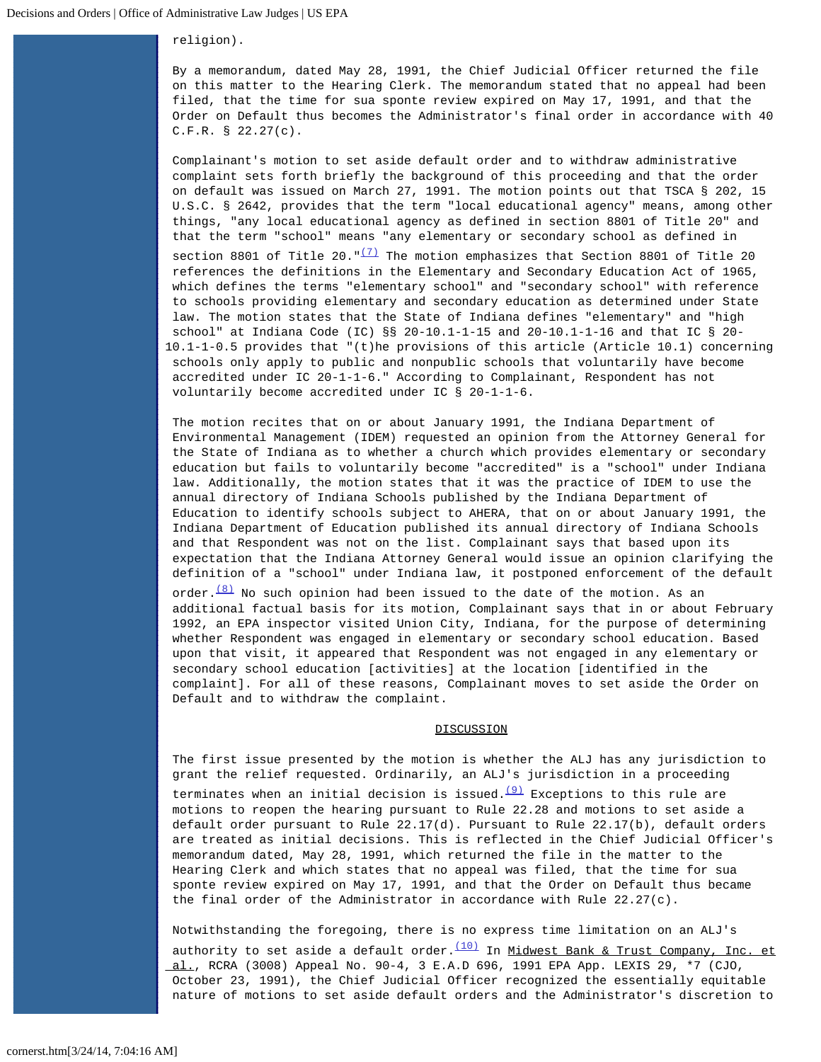religion).

By a memorandum, dated May 28, 1991, the Chief Judicial Officer returned the file on this matter to the Hearing Clerk. The memorandum stated that no appeal had been filed, that the time for sua sponte review expired on May 17, 1991, and that the Order on Default thus becomes the Administrator's final order in accordance with 40 C.F.R. § 22.27(c).

Complainant's motion to set aside default order and to withdraw administrative complaint sets forth briefly the background of this proceeding and that the order on default was issued on March 27, 1991. The motion points out that TSCA § 202, 15 U.S.C. § 2642, provides that the term "local educational agency" means, among other things, "any local educational agency as defined in section 8801 of Title 20" and that the term "school" means "any elementary or secondary school as defined in section 8801 of Title 20."[(7)] The motion emphasizes that Section 8801 of Title 20 references the definitions in the Elementary and Secondary Education Act of 1965, which defines the terms "elementary school" and "secondary school" with reference to schools providing elementary and secondary education as determined under State law. The motion states that the State of Indiana defines "elementary" and "high school" at Indiana Code (IC) §§ 20-10.1-1-15 and 20-10.1-1-16 and that IC § 20-10.1-1-0.5 provides that "(t)he provisions of this article (Article 10.1) concerning schools only apply to public and nonpublic schools that voluntarily have become accredited under IC 20-1-1-6." According to Complainant, Respondent has not voluntarily become accredited under IC § 20-1-1-6.

The motion recites that on or about January 1991, the Indiana Department of Environmental Management (IDEM) requested an opinion from the Attorney General for the State of Indiana as to whether a church which provides elementary or secondary education but fails to voluntarily become "accredited" is a "school" under Indiana law. Additionally, the motion states that it was the practice of IDEM to use the annual directory of Indiana Schools published by the Indiana Department of Education to identify schools subject to AHERA, that on or about January 1991, the Indiana Department of Education published its annual directory of Indiana Schools and that Respondent was not on the list. Complainant says that based upon its expectation that the Indiana Attorney General would issue an opinion clarifying the definition of a "school" under Indiana law, it postponed enforcement of the default order.[(8)] No such opinion had been issued to the date of the motion. As an additional factual basis for its motion, Complainant says that in or about February 1992, an EPA inspector visited Union City, Indiana, for the purpose of determining whether Respondent was engaged in elementary or secondary school education. Based upon that visit, it appeared that Respondent was not engaged in any elementary or secondary school education [activities] at the location [identified in the complaint]. For all of these reasons, Complainant moves to set aside the Order on Default and to withdraw the complaint.

## DISCUSSION

The first issue presented by the motion is whether the ALJ has any jurisdiction to grant the relief requested. Ordinarily, an ALJ's jurisdiction in a proceeding terminates when an initial decision is issued.[(9)] Exceptions to this rule are motions to reopen the hearing pursuant to Rule 22.28 and motions to set aside a default order pursuant to Rule 22.17(d). Pursuant to Rule 22.17(b), default orders are treated as initial decisions. This is reflected in the Chief Judicial Officer's memorandum dated, May 28, 1991, which returned the file in the matter to the Hearing Clerk and which states that no appeal was filed, that the time for sua sponte review expired on May 17, 1991, and that the Order on Default thus became the final order of the Administrator in accordance with Rule 22.27(c).

Notwithstanding the foregoing, there is no express time limitation on an ALJ's authority to set aside a default order.[(10)] In Midwest Bank & Trust Company, Inc. et al., RCRA (3008) Appeal No. 90-4, 3 E.A.D 696, 1991 EPA App. LEXIS 29, *7 (CJO, October 23, 1991), the Chief Judicial Officer recognized the essentially equitable nature of motions to set aside default orders and the Administrator's discretion to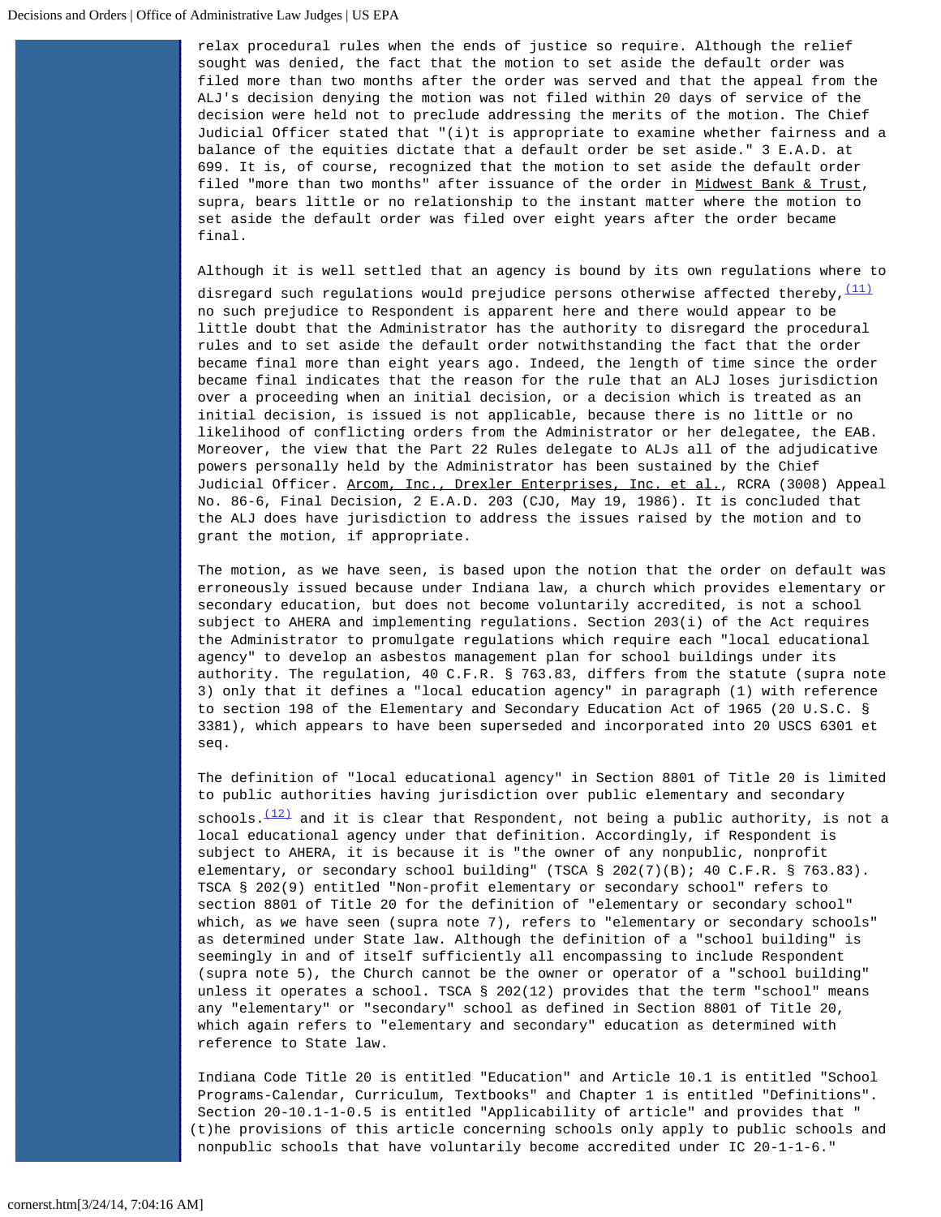relax procedural rules when the ends of justice so require. Although the relief sought was denied, the fact that the motion to set aside the default order was filed more than two months after the order was served and that the appeal from the ALJ's decision denying the motion was not filed within 20 days of service of the decision were held not to preclude addressing the merits of the motion. The Chief Judicial Officer stated that "(i)t is appropriate to examine whether fairness and a balance of the equities dictate that a default order be set aside." 3 E.A.D. at 699. It is, of course, recognized that the motion to set aside the default order filed "more than two months" after issuance of the order in Midwest Bank & Trust, supra, bears little or no relationship to the instant matter where the motion to set aside the default order was filed over eight years after the order became final.

Although it is well settled that an agency is bound by its own regulations where to disregard such regulations would prejudice persons otherwise affected thereby,[(11)] no such prejudice to Respondent is apparent here and there would appear to be little doubt that the Administrator has the authority to disregard the procedural rules and to set aside the default order notwithstanding the fact that the order became final more than eight years ago. Indeed, the length of time since the order became final indicates that the reason for the rule that an ALJ loses jurisdiction over a proceeding when an initial decision, or a decision which is treated as an initial decision, is issued is not applicable, because there is no little or no likelihood of conflicting orders from the Administrator or her delegatee, the EAB. Moreover, the view that the Part 22 Rules delegate to ALJs all of the adjudicative powers personally held by the Administrator has been sustained by the Chief Judicial Officer. Arcom, Inc., Drexler Enterprises, Inc. et al., RCRA (3008) Appeal No. 86-6, Final Decision, 2 E.A.D. 203 (CJO, May 19, 1986). It is concluded that the ALJ does have jurisdiction to address the issues raised by the motion and to grant the motion, if appropriate.

The motion, as we have seen, is based upon the notion that the order on default was erroneously issued because under Indiana law, a church which provides elementary or secondary education, but does not become voluntarily accredited, is not a school subject to AHERA and implementing regulations. Section 203(i) of the Act requires the Administrator to promulgate regulations which require each "local educational agency" to develop an asbestos management plan for school buildings under its authority. The regulation, 40 C.F.R. § 763.83, differs from the statute (supra note 3) only that it defines a "local education agency" in paragraph (1) with reference to section 198 of the Elementary and Secondary Education Act of 1965 (20 U.S.C. § 3381), which appears to have been superseded and incorporated into 20 USCS 6301 et seq.

The definition of "local educational agency" in Section 8801 of Title 20 is limited to public authorities having jurisdiction over public elementary and secondary schools.[(12)] and it is clear that Respondent, not being a public authority, is not a local educational agency under that definition. Accordingly, if Respondent is subject to AHERA, it is because it is "the owner of any nonpublic, nonprofit elementary, or secondary school building" (TSCA § 202(7)(B); 40 C.F.R. § 763.83). TSCA § 202(9) entitled "Non-profit elementary or secondary school" refers to section 8801 of Title 20 for the definition of "elementary or secondary school" which, as we have seen (supra note 7), refers to "elementary or secondary schools" as determined under State law. Although the definition of a "school building" is seemingly in and of itself sufficiently all encompassing to include Respondent (supra note 5), the Church cannot be the owner or operator of a "school building" unless it operates a school. TSCA § 202(12) provides that the term "school" means any "elementary" or "secondary" school as defined in Section 8801 of Title 20, which again refers to "elementary and secondary" education as determined with reference to State law.

Indiana Code Title 20 is entitled "Education" and Article 10.1 is entitled "School Programs-Calendar, Curriculum, Textbooks" and Chapter 1 is entitled "Definitions". Section 20-10.1-1-0.5 is entitled "Applicability of article" and provides that "(t)he provisions of this article concerning schools only apply to public schools and nonpublic schools that have voluntarily become accredited under IC 20-1-1-6."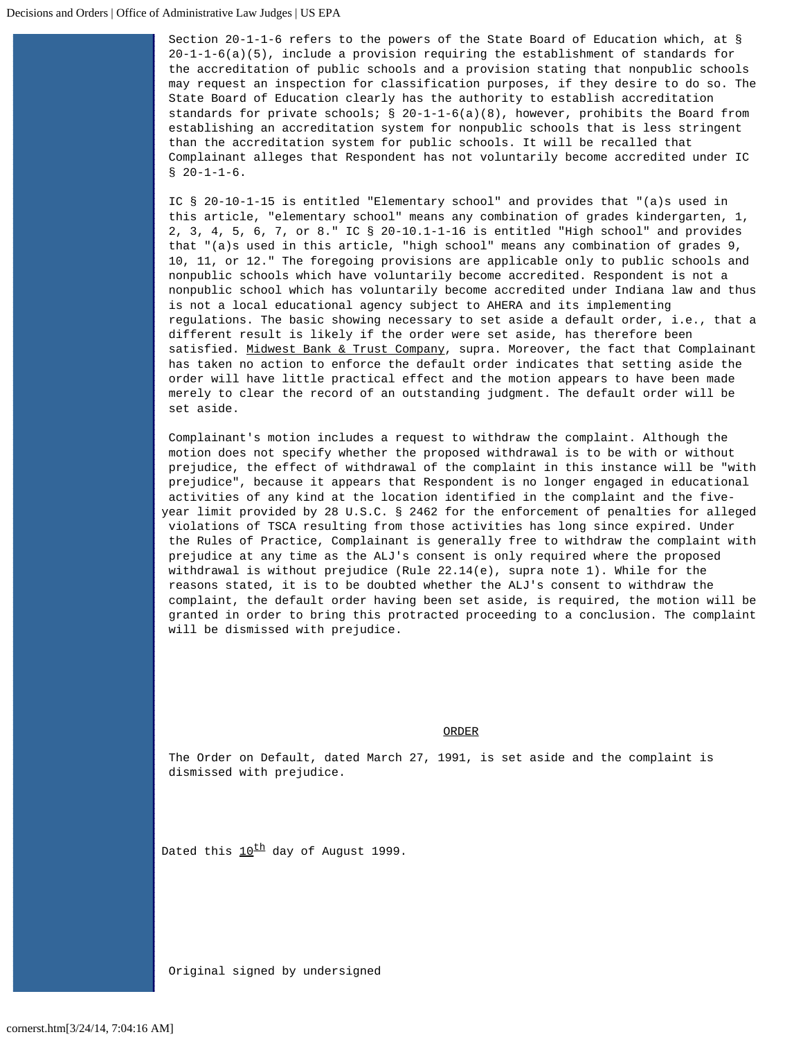Section 20-1-1-6 refers to the powers of the State Board of Education which, at § 20-1-1-6(a)(5), include a provision requiring the establishment of standards for the accreditation of public schools and a provision stating that nonpublic schools may request an inspection for classification purposes, if they desire to do so. The State Board of Education clearly has the authority to establish accreditation standards for private schools; § 20-1-1-6(a)(8), however, prohibits the Board from establishing an accreditation system for nonpublic schools that is less stringent than the accreditation system for public schools. It will be recalled that Complainant alleges that Respondent has not voluntarily become accredited under IC § 20-1-1-6.

IC § 20-10-1-15 is entitled "Elementary school" and provides that "(a)s used in this article, "elementary school" means any combination of grades kindergarten, 1, 2, 3, 4, 5, 6, 7, or 8." IC § 20-10.1-1-16 is entitled "High school" and provides that "(a)s used in this article, "high school" means any combination of grades 9, 10, 11, or 12." The foregoing provisions are applicable only to public schools and nonpublic schools which have voluntarily become accredited. Respondent is not a nonpublic school which has voluntarily become accredited under Indiana law and thus is not a local educational agency subject to AHERA and its implementing regulations. The basic showing necessary to set aside a default order, i.e., that a different result is likely if the order were set aside, has therefore been satisfied. Midwest Bank & Trust Company, supra. Moreover, the fact that Complainant has taken no action to enforce the default order indicates that setting aside the order will have little practical effect and the motion appears to have been made merely to clear the record of an outstanding judgment. The default order will be set aside.

Complainant's motion includes a request to withdraw the complaint. Although the motion does not specify whether the proposed withdrawal is to be with or without prejudice, the effect of withdrawal of the complaint in this instance will be "with prejudice", because it appears that Respondent is no longer engaged in educational activities of any kind at the location identified in the complaint and the five-year limit provided by 28 U.S.C. § 2462 for the enforcement of penalties for alleged violations of TSCA resulting from those activities has long since expired. Under the Rules of Practice, Complainant is generally free to withdraw the complaint with prejudice at any time as the ALJ's consent is only required where the proposed withdrawal is without prejudice (Rule 22.14(e), supra note 1). While for the reasons stated, it is to be doubted whether the ALJ's consent to withdraw the complaint, the default order having been set aside, is required, the motion will be granted in order to bring this protracted proceeding to a conclusion. The complaint will be dismissed with prejudice.

## ORDER

The Order on Default, dated March 27, 1991, is set aside and the complaint is dismissed with prejudice.

Dated this 10th day of August 1999.

Original signed by undersigned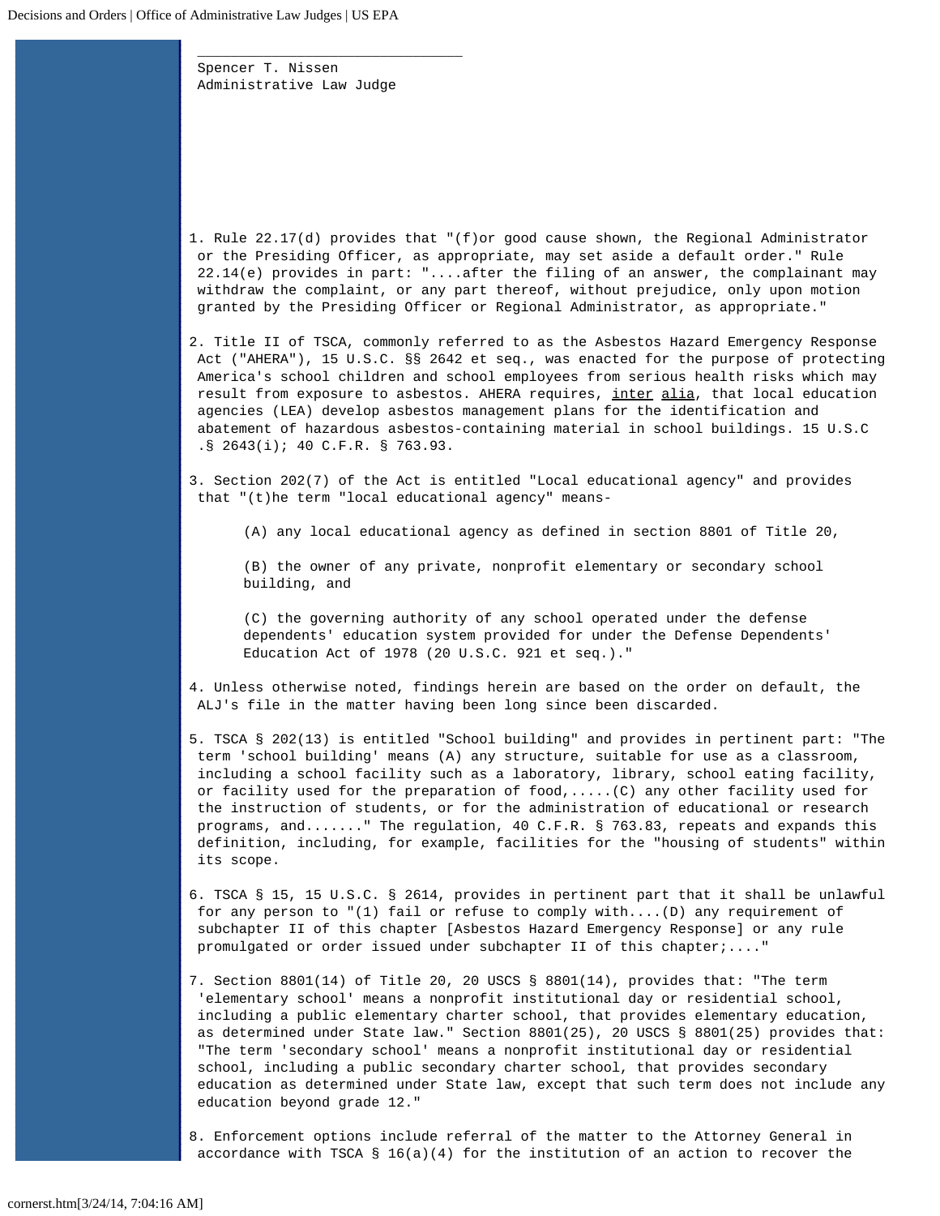\_\_\_\_\_\_\_\_\_\_\_\_\_\_\_\_\_\_\_\_\_\_\_\_\_\_\_\_\_\_\_\_\_

Spencer T. Nissen
Administrative Law Judge

1. Rule 22.17(d) provides that "(f)or good cause shown, the Regional Administrator or the Presiding Officer, as appropriate, may set aside a default order." Rule 22.14(e) provides in part: "....after the filing of an answer, the complainant may withdraw the complaint, or any part thereof, without prejudice, only upon motion granted by the Presiding Officer or Regional Administrator, as appropriate."

2. Title II of TSCA, commonly referred to as the Asbestos Hazard Emergency Response Act ("AHERA"), 15 U.S.C. §§ 2642 et seq., was enacted for the purpose of protecting America's school children and school employees from serious health risks which may result from exposure to asbestos. AHERA requires, inter alia, that local education agencies (LEA) develop asbestos management plans for the identification and abatement of hazardous asbestos-containing material in school buildings. 15 U.S.C .§ 2643(i); 40 C.F.R. § 763.93.

3. Section 202(7) of the Act is entitled "Local educational agency" and provides that "(t)he term "local educational agency" means-

> (A) any local educational agency as defined in section 8801 of Title 20,
>
> (B) the owner of any private, nonprofit elementary or secondary school building, and
>
> (C) the governing authority of any school operated under the defense dependents' education system provided for under the Defense Dependents' Education Act of 1978 (20 U.S.C. 921 et seq.)."

4. Unless otherwise noted, findings herein are based on the order on default, the ALJ's file in the matter having been long since been discarded.

5. TSCA § 202(13) is entitled "School building" and provides in pertinent part: "The term 'school building' means (A) any structure, suitable for use as a classroom, including a school facility such as a laboratory, library, school eating facility, or facility used for the preparation of food,.....(C) any other facility used for the instruction of students, or for the administration of educational or research programs, and......." The regulation, 40 C.F.R. § 763.83, repeats and expands this definition, including, for example, facilities for the "housing of students" within its scope.

6. TSCA § 15, 15 U.S.C. § 2614, provides in pertinent part that it shall be unlawful for any person to "(1) fail or refuse to comply with....(D) any requirement of subchapter II of this chapter [Asbestos Hazard Emergency Response] or any rule promulgated or order issued under subchapter II of this chapter;...."

7. Section 8801(14) of Title 20, 20 USCS § 8801(14), provides that: "The term 'elementary school' means a nonprofit institutional day or residential school, including a public elementary charter school, that provides elementary education, as determined under State law." Section 8801(25), 20 USCS § 8801(25) provides that: "The term 'secondary school' means a nonprofit institutional day or residential school, including a public secondary charter school, that provides secondary education as determined under State law, except that such term does not include any education beyond grade 12."

8. Enforcement options include referral of the matter to the Attorney General in accordance with TSCA § 16(a)(4) for the institution of an action to recover the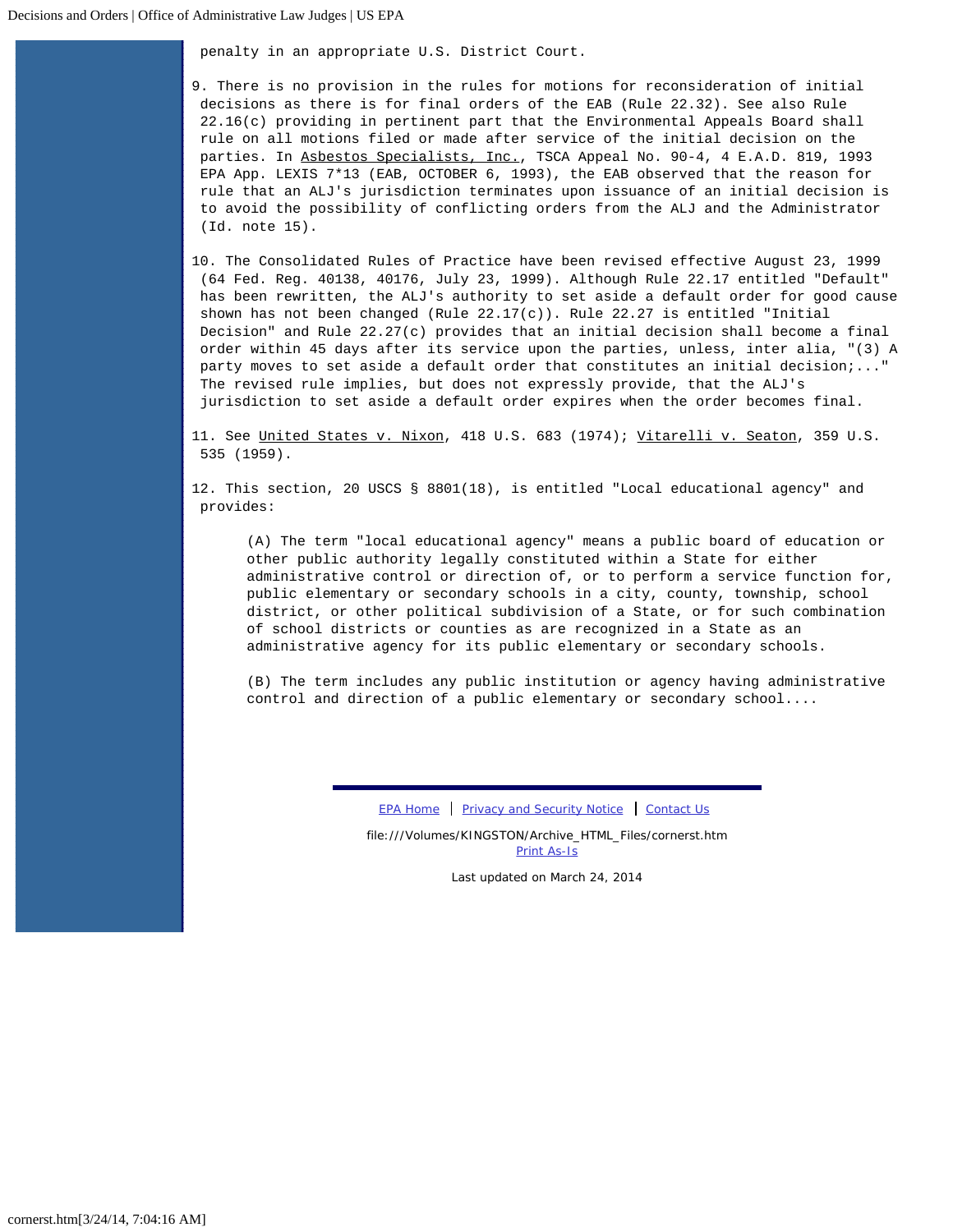penalty in an appropriate U.S. District Court.

9. There is no provision in the rules for motions for reconsideration of initial decisions as there is for final orders of the EAB (Rule 22.32). See also Rule 22.16(c) providing in pertinent part that the Environmental Appeals Board shall rule on all motions filed or made after service of the initial decision on the parties. In Asbestos Specialists, Inc., TSCA Appeal No. 90-4, 4 E.A.D. 819, 1993 EPA App. LEXIS 7*13 (EAB, OCTOBER 6, 1993), the EAB observed that the reason for rule that an ALJ's jurisdiction terminates upon issuance of an initial decision is to avoid the possibility of conflicting orders from the ALJ and the Administrator (Id. note 15).

10. The Consolidated Rules of Practice have been revised effective August 23, 1999 (64 Fed. Reg. 40138, 40176, July 23, 1999). Although Rule 22.17 entitled "Default" has been rewritten, the ALJ's authority to set aside a default order for good cause shown has not been changed (Rule 22.17(c)). Rule 22.27 is entitled "Initial Decision" and Rule 22.27(c) provides that an initial decision shall become a final order within 45 days after its service upon the parties, unless, inter alia, "(3) A party moves to set aside a default order that constitutes an initial decision;..." The revised rule implies, but does not expressly provide, that the ALJ's jurisdiction to set aside a default order expires when the order becomes final.

11. See United States v. Nixon, 418 U.S. 683 (1974); Vitarelli v. Seaton, 359 U.S. 535 (1959).

12. This section, 20 USCS § 8801(18), is entitled "Local educational agency" and provides:

> (A) The term "local educational agency" means a public board of education or other public authority legally constituted within a State for either administrative control or direction of, or to perform a service function for, public elementary or secondary schools in a city, county, township, school district, or other political subdivision of a State, or for such combination of school districts or counties as are recognized in a State as an administrative agency for its public elementary or secondary schools.
>
> (B) The term includes any public institution or agency having administrative control and direction of a public elementary or secondary school....